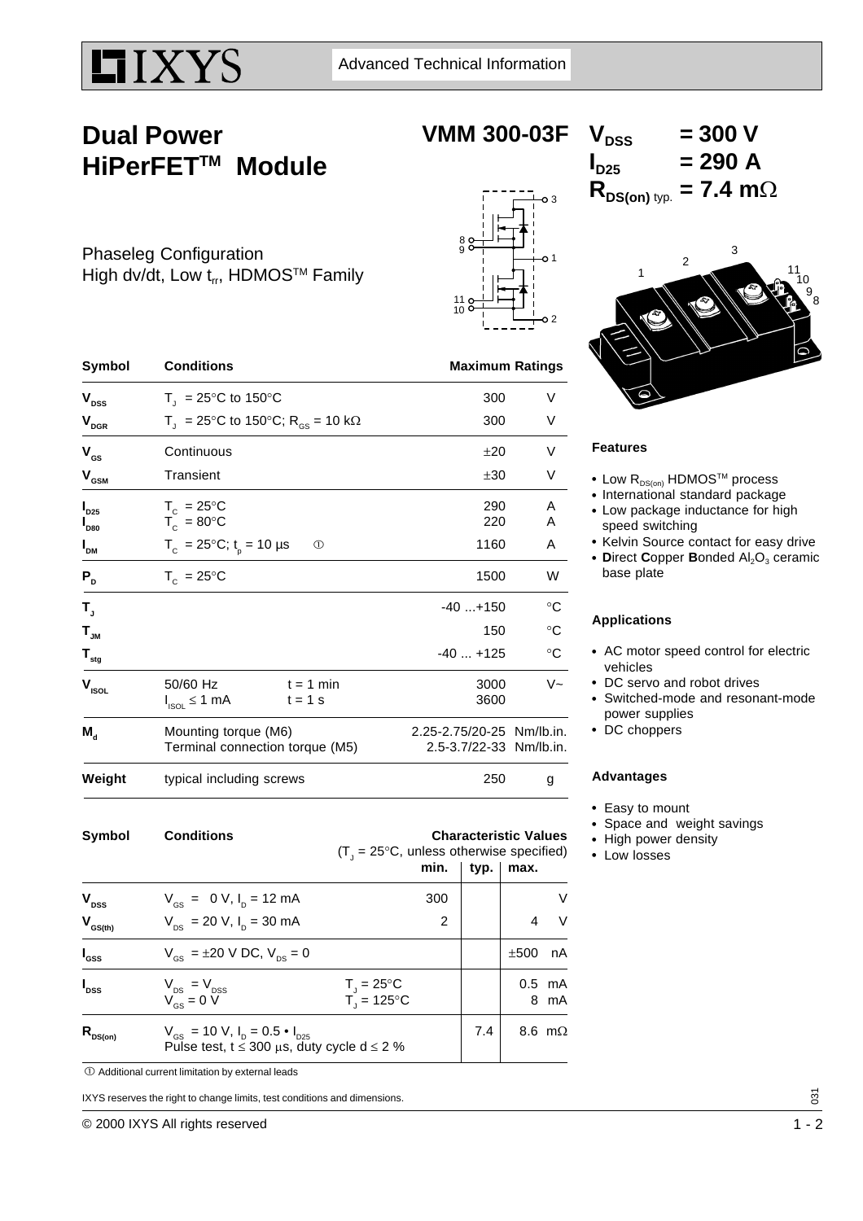IXYS

Advanced Technical Information

# Dual Power HiPerFET™ Module

## VMM 300-03F

$V_{DSS}$ = 300 V
$I_{D25}$ = 290 A
$R_{DS(on)}$ typ. = 7.4 mΩ

Phaseleg Configuration
High dv/dt, Low $t_{rr}$, HDMOS™ Family

| Symbol | Conditions | | Maximum Ratings | |
|---|---|---|---|---|
| $V_{DSS}$ | $T_J$ = 25°C to 150°C | | 300 | V |
| $V_{DGR}$ | $T_J$ = 25°C to 150°C; $R_{GS}$ = 10 kΩ | | 300 | V |
| $V_{GS}$ | Continuous | | ±20 | V |
| $V_{GSM}$ | Transient | | ±30 | V |
| $I_{D25}$ | $T_C$ = 25°C | | 290 | A |
| $I_{D80}$ | $T_C$ = 80°C | | 220 | A |
| $I_{DM}$ | $T_C$ = 25°C; $t_p$ = 10 µs ① | | 1160 | A |
| $P_D$ | $T_C$ = 25°C | | 1500 | W |
| $T_J$ | | | -40 ...+150 | °C |
| $T_{JM}$ | | | 150 | °C |
| $T_{stg}$ | | | -40 ... +125 | °C |
| $V_{ISOL}$ | 50/60 Hz | t = 1 min | 3000 | V~ |
| | $I_{ISOL}$ ≤ 1 mA | t = 1 s | 3600 | |
| $M_d$ | Mounting torque (M6) | | 2.25-2.75/20-25 | Nm/lb.in. |
| | Terminal connection torque (M5) | | 2.5-3.7/22-33 | Nm/lb.in. |
| Weight | typical including screws | | 250 | g |

| Symbol | Conditions ($T_J$ = 25°C, unless otherwise specified) | | Characteristic Values min. | typ. | max. | |
|---|---|---|---|---|---|---|
| $V_{DSS}$ | $V_{GS}$ = 0 V, $I_D$ = 12 mA | | 300 | | | V |
| $V_{GS(th)}$ | $V_{DS}$ = 20 V, $I_D$ = 30 mA | | 2 | | 4 | V |
| $I_{GSS}$ | $V_{GS}$ = ±20 V DC, $V_{DS}$ = 0 | | | | ±500 | nA |
| $I_{DSS}$ | $V_{DS}$ = $V_{DSS}$ | $T_J$ = 25°C | | | 0.5 | mA |
| | $V_{GS}$ = 0 V | $T_J$ = 125°C | | | 8 | mA |
| $R_{DS(on)}$ | $V_{GS}$ = 10 V, $I_D$ = 0.5 • $I_{D25}$<br>Pulse test, t ≤ 300 µs, duty cycle d ≤ 2 % | | | 7.4 | 8.6 | mΩ |

① Additional current limitation by external leads

### Features

- Low $R_{DS(on)}$ HDMOS™ process
- International standard package
- Low package inductance for high speed switching
- Kelvin Source contact for easy drive
- **D**irect **C**opper **B**onded $Al_2O_3$ ceramic base plate

### Applications

- AC motor speed control for electric vehicles
- DC servo and robot drives
- Switched-mode and resonant-mode power supplies
- DC choppers

### Advantages

- Easy to mount
- Space and weight savings
- High power density
- Low losses

IXYS reserves the right to change limits, test conditions and dimensions.

© 2000 IXYS All rights reserved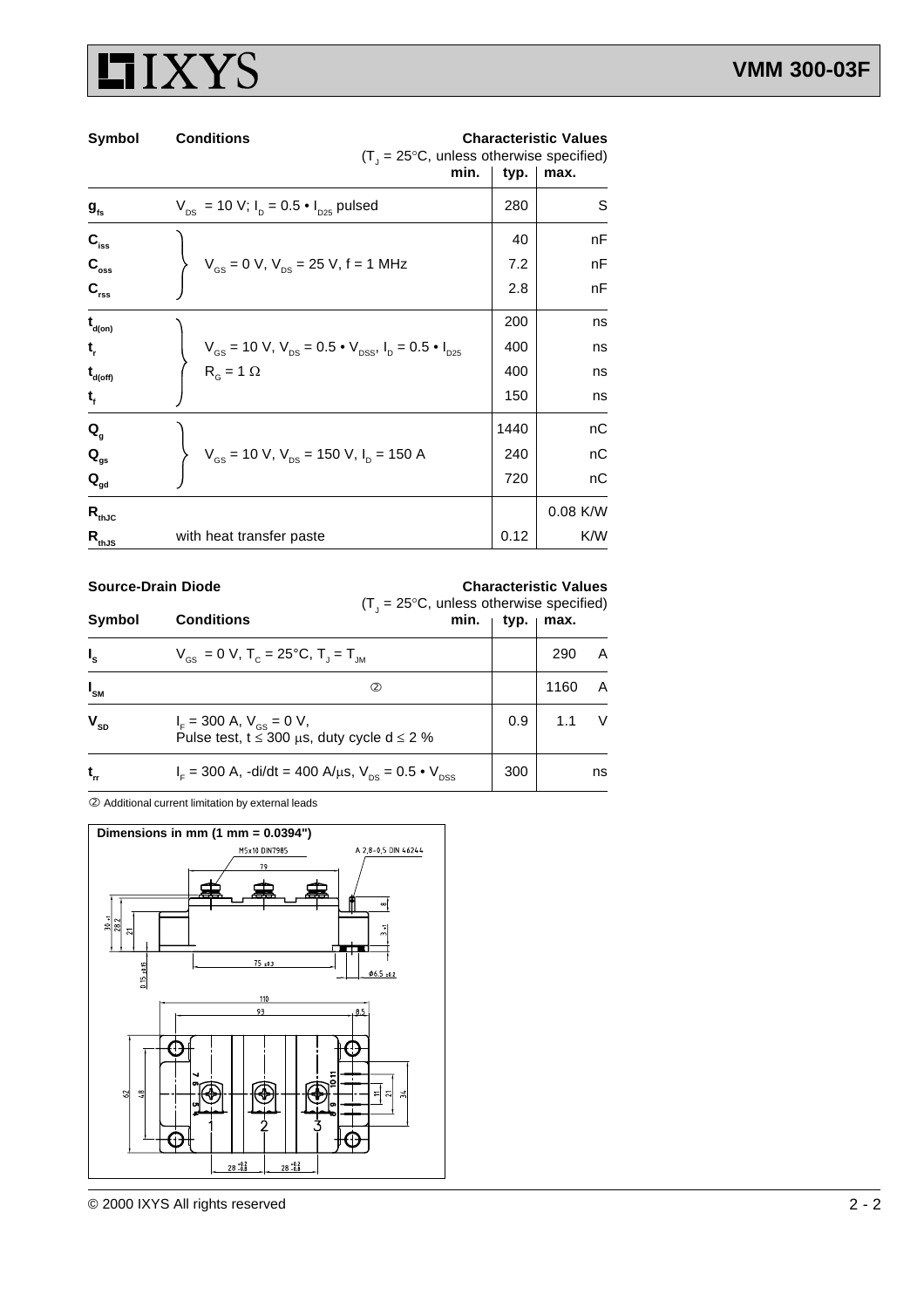| Symbol | Conditions | Characteristic Values ($T_J$ = 25°C, unless otherwise specified) min. | typ. | max. |
|---|---|---|---|---|
| $g_{fs}$ | $V_{DS}$ = 10 V; $I_D$ = 0.5 • $I_{D25}$ pulsed | | 280 | S |
| $C_{iss}$ | $V_{GS}$ = 0 V, $V_{DS}$ = 25 V, f = 1 MHz | | 40 | nF |
| $C_{oss}$ | | | 7.2 | nF |
| $C_{rss}$ | | | 2.8 | nF |
| $t_{d(on)}$ | $V_{GS}$ = 10 V, $V_{DS}$ = 0.5 • $V_{DSS}$, $I_D$ = 0.5 • $I_{D25}$ $R_G$ = 1 Ω | | 200 | ns |
| $t_r$ | | | 400 | ns |
| $t_{d(off)}$ | | | 400 | ns |
| $t_f$ | | | 150 | ns |
| $Q_g$ | $V_{GS}$ = 10 V, $V_{DS}$ = 150 V, $I_D$ = 150 A | | 1440 | nC |
| $Q_{gs}$ | | | 240 | nC |
| $Q_{gd}$ | | | 720 | nC |
| $R_{thJC}$ | | | | 0.08 K/W |
| $R_{thJS}$ | with heat transfer paste | | 0.12 | K/W |

**Source-Drain Diode**

| Symbol | Conditions | Characteristic Values ($T_J$ = 25°C, unless otherwise specified) min. | typ. | max. | |
|---|---|---|---|---|---|
| $I_S$ | $V_{GS}$ = 0 V, $T_C$ = 25°C, $T_J$ = $T_{JM}$ | | | 290 | A |
| $I_{SM}$ | ② | | | 1160 | A |
| $V_{SD}$ | $I_F$ = 300 A, $V_{GS}$ = 0 V, Pulse test, t ≤ 300 µs, duty cycle d ≤ 2 % | | 0.9 | 1.1 | V |
| $t_{rr}$ | $I_F$ = 300 A, -di/dt = 400 A/µs, $V_{DS}$ = 0.5 • $V_{DSS}$ | | 300 | | ns |

② Additional current limitation by external leads

**Dimensions in mm (1 mm = 0.0394")**

M5x10 DIN7985

A 2,8-0,5 DIN 46244

79

8

30 ±1

28.2

21

3 ±1

75 ±0.3

0.15 ±0.15

Ø6.5 ±0.2

110

93

8.5

62

48

11

21

34

1 2 3

4 5 6 7 8 9 10 11

28 +0.2/-0.8

28 +0.2/-0.8

© 2000 IXYS All rights reserved